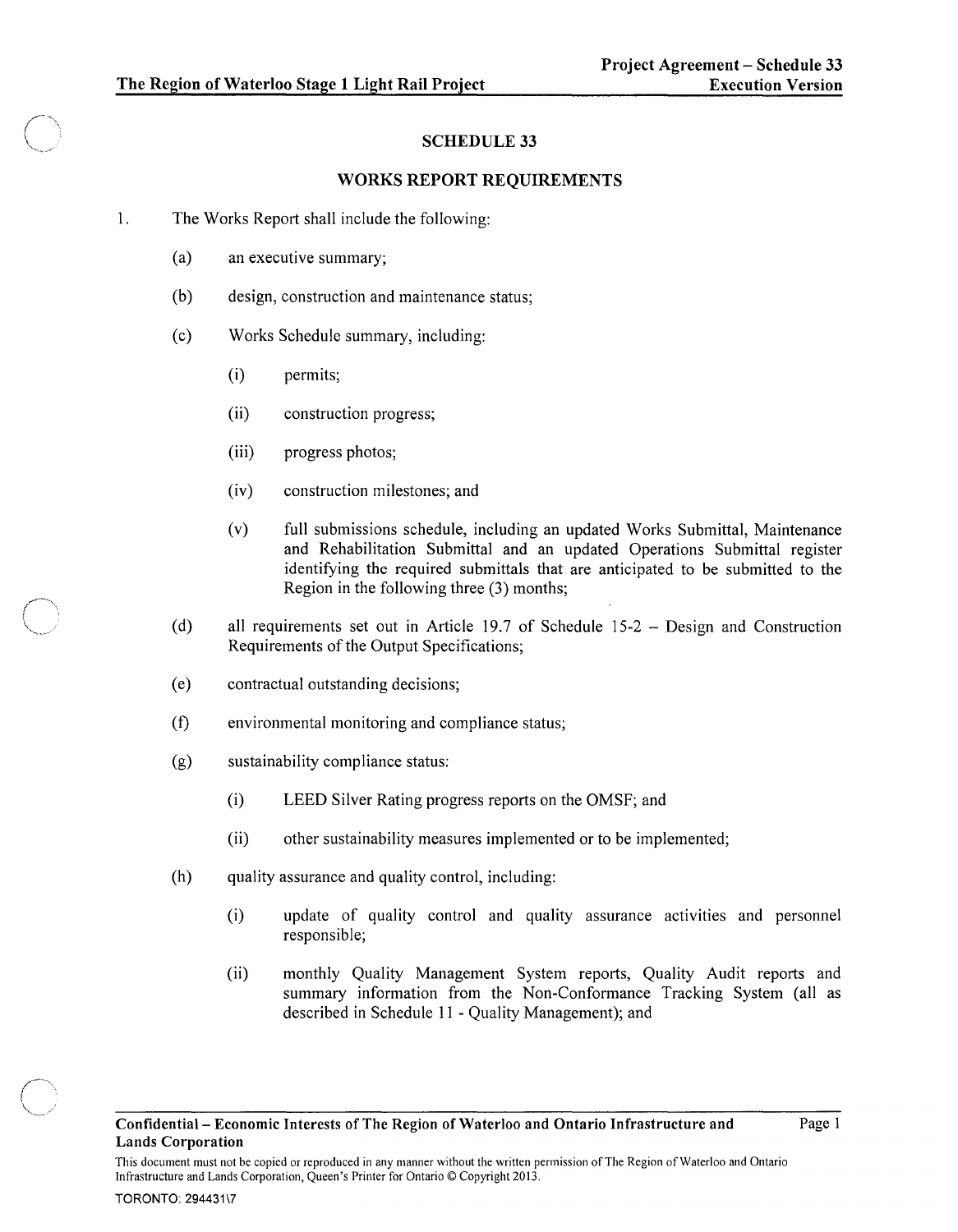# SCHEDULE 33

## WORKS REPORT REQUIREMENTS

1. The Works Report shall include the following:

   (a) an executive summary;

   (b) design, construction and maintenance status;

   (c) Works Schedule summary, including:

      (i) permits;

      (ii) construction progress;

      (iii) progress photos;

      (iv) construction milestones; and

      (v) full submissions schedule, including an updated Works Submittal, Maintenance and Rehabilitation Submittal and an updated Operations Submittal register identifying the required submittals that are anticipated to be submitted to the Region in the following three (3) months;

   (d) all requirements set out in Article 19.7 of Schedule 15-2 – Design and Construction Requirements of the Output Specifications;

   (e) contractual outstanding decisions;

   (f) environmental monitoring and compliance status;

   (g) sustainability compliance status:

      (i) LEED Silver Rating progress reports on the OMSF; and

      (ii) other sustainability measures implemented or to be implemented;

   (h) quality assurance and quality control, including:

      (i) update of quality control and quality assurance activities and personnel responsible;

      (ii) monthly Quality Management System reports, Quality Audit reports and summary information from the Non-Conformance Tracking System (all as described in Schedule 11 - Quality Management); and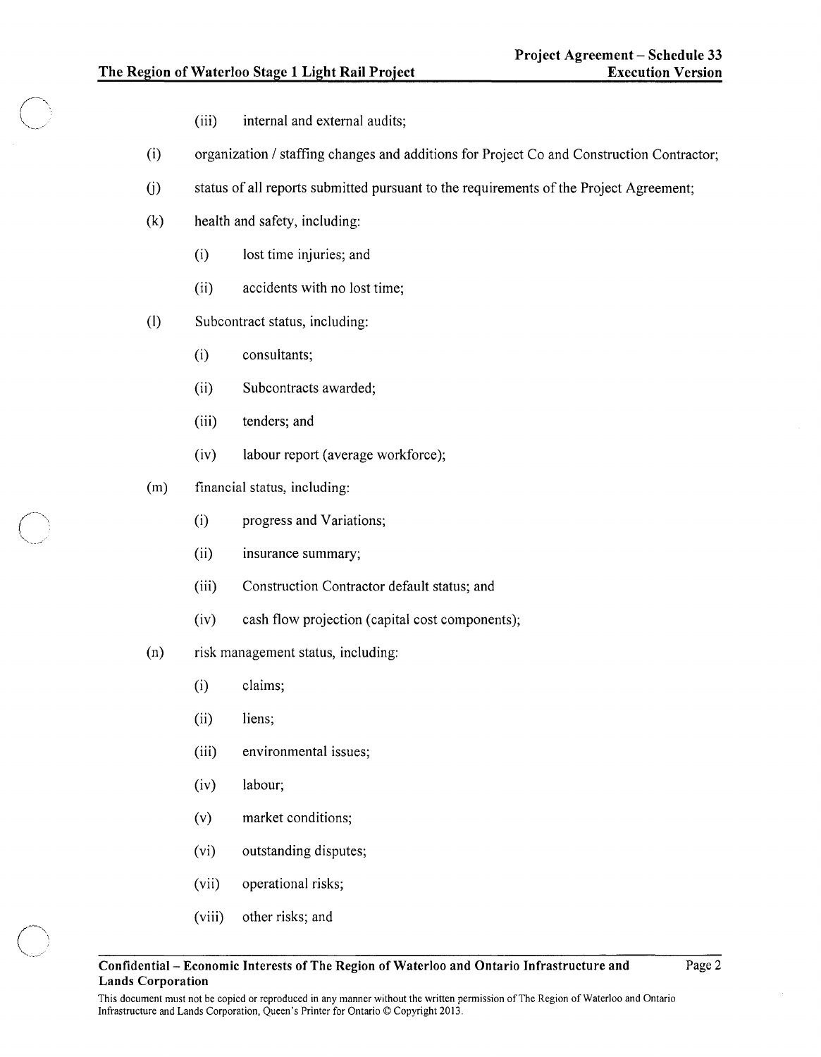(iii) internal and external audits;

(i) organization / staffing changes and additions for Project Co and Construction Contractor;

(j) status of all reports submitted pursuant to the requirements of the Project Agreement;

(k) health and safety, including:

  (i) lost time injuries; and

  (ii) accidents with no lost time;

(l) Subcontract status, including:

  (i) consultants;

  (ii) Subcontracts awarded;

  (iii) tenders; and

  (iv) labour report (average workforce);

(m) financial status, including:

  (i) progress and Variations;

  (ii) insurance summary;

  (iii) Construction Contractor default status; and

  (iv) cash flow projection (capital cost components);

(n) risk management status, including:

  (i) claims;

  (ii) liens;

  (iii) environmental issues;

  (iv) labour;

  (v) market conditions;

  (vi) outstanding disputes;

  (vii) operational risks;

  (viii) other risks; and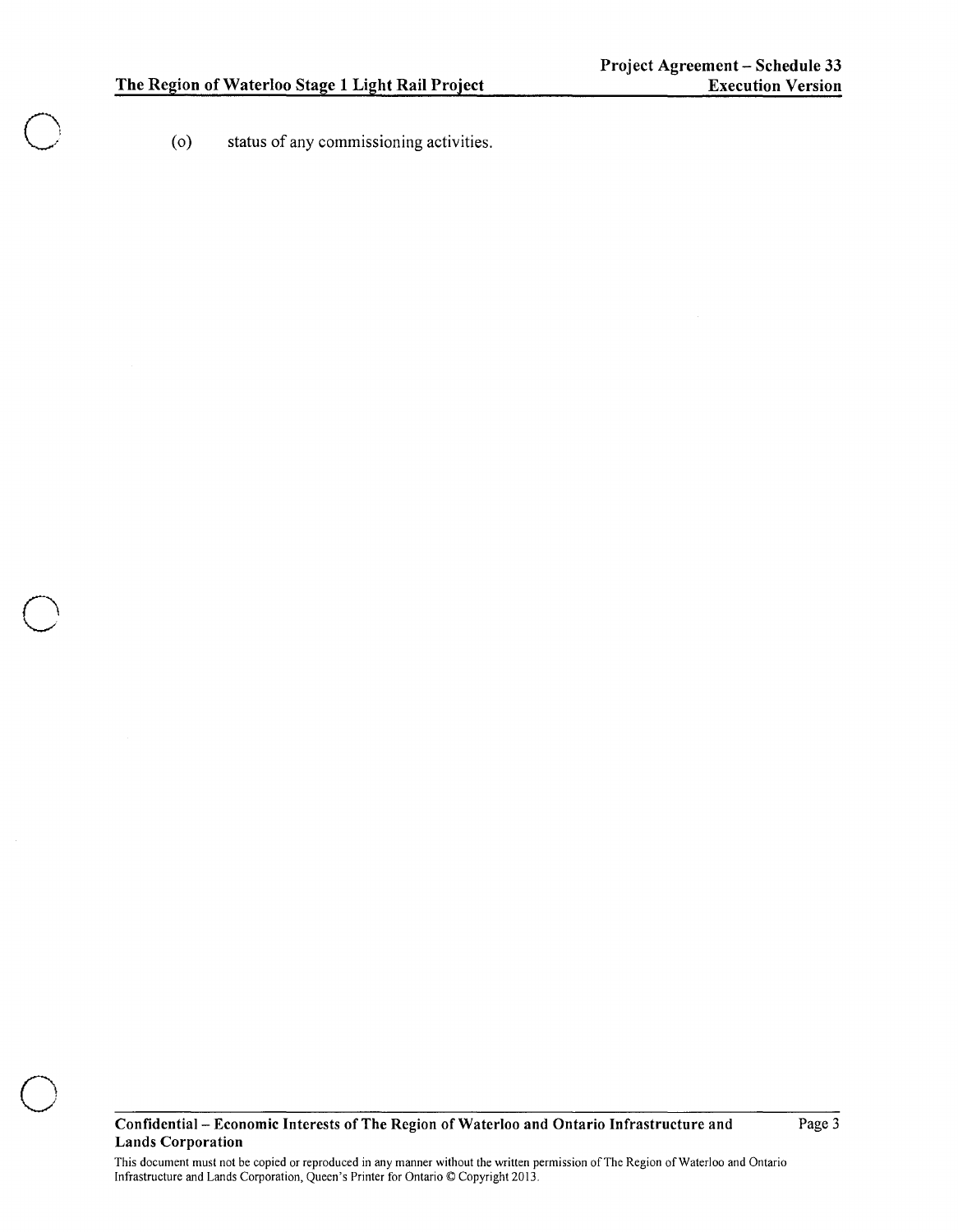(o) status of any commissioning activities.